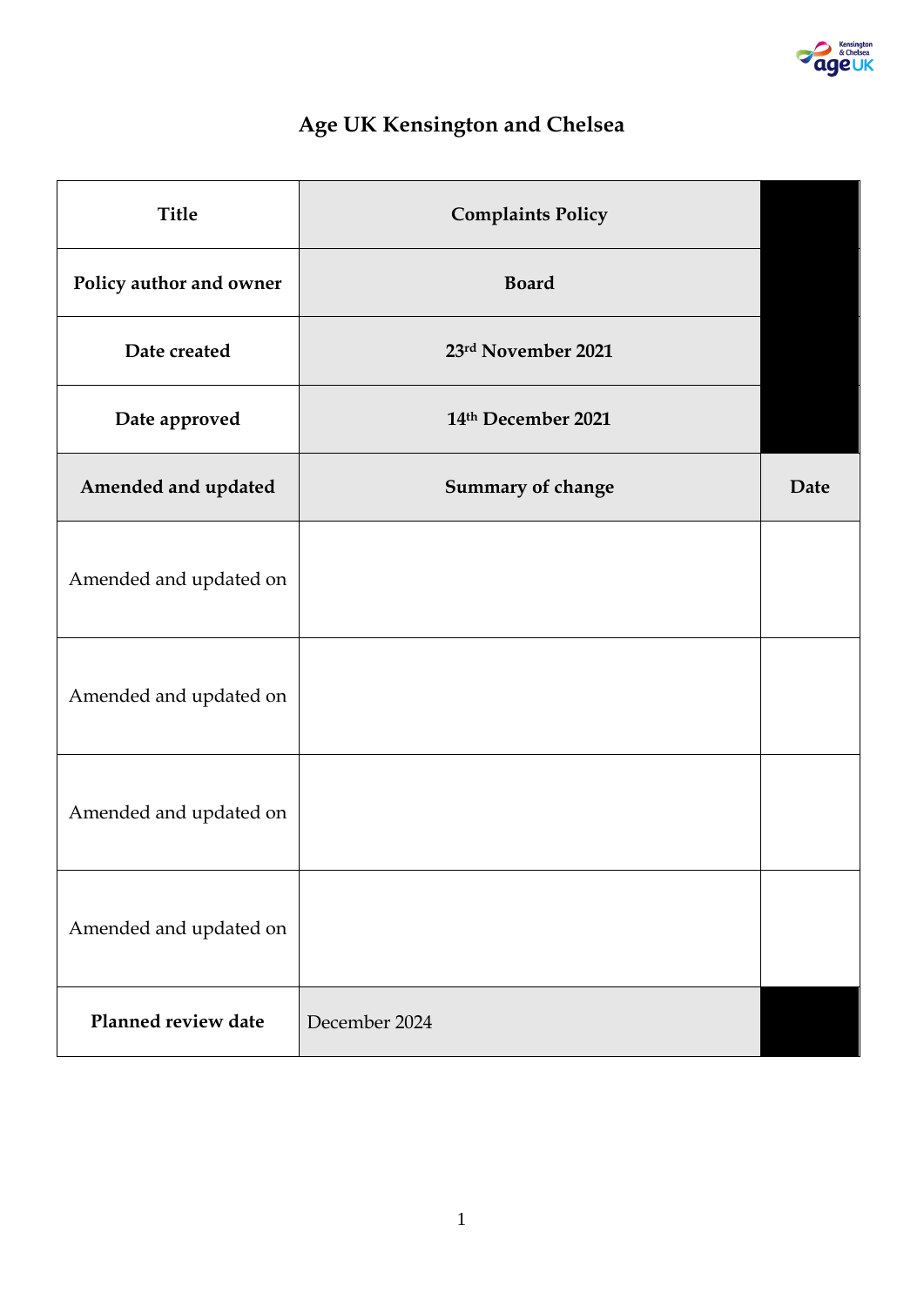# Age UK Kensington and Chelsea

| **Title** | **Complaints Policy** | |
|---|---|---|
| **Policy author and owner** | **Board** | |
| **Date created** | **23rd November 2021** | |
| **Date approved** | **14th December 2021** | |
| **Amended and updated** | **Summary of change** | **Date** |
| Amended and updated on | | |
| Amended and updated on | | |
| Amended and updated on | | |
| Amended and updated on | | |
| **Planned review date** | December 2024 | |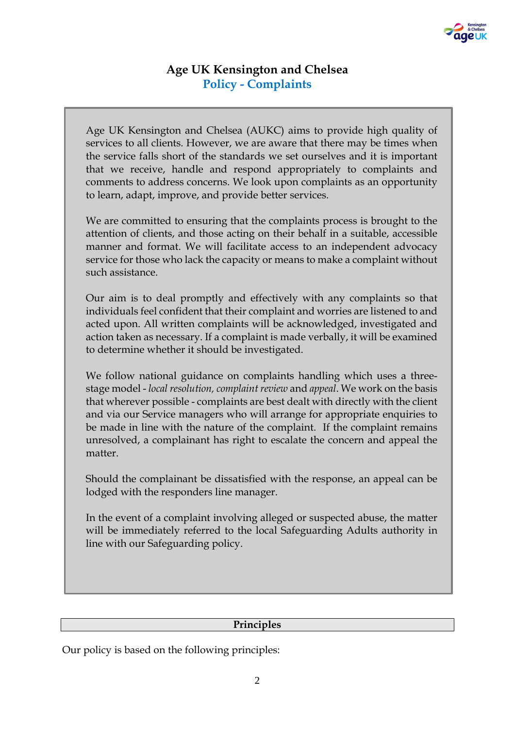# Age UK Kensington and Chelsea

## Policy - Complaints

Age UK Kensington and Chelsea (AUKC) aims to provide high quality of services to all clients. However, we are aware that there may be times when the service falls short of the standards we set ourselves and it is important that we receive, handle and respond appropriately to complaints and comments to address concerns. We look upon complaints as an opportunity to learn, adapt, improve, and provide better services.

We are committed to ensuring that the complaints process is brought to the attention of clients, and those acting on their behalf in a suitable, accessible manner and format. We will facilitate access to an independent advocacy service for those who lack the capacity or means to make a complaint without such assistance.

Our aim is to deal promptly and effectively with any complaints so that individuals feel confident that their complaint and worries are listened to and acted upon. All written complaints will be acknowledged, investigated and action taken as necessary. If a complaint is made verbally, it will be examined to determine whether it should be investigated.

We follow national guidance on complaints handling which uses a three-stage model - *local resolution, complaint review* and *appeal*. We work on the basis that wherever possible - complaints are best dealt with directly with the client and via our Service managers who will arrange for appropriate enquiries to be made in line with the nature of the complaint. If the complaint remains unresolved, a complainant has right to escalate the concern and appeal the matter.

Should the complainant be dissatisfied with the response, an appeal can be lodged with the responders line manager.

In the event of a complaint involving alleged or suspected abuse, the matter will be immediately referred to the local Safeguarding Adults authority in line with our Safeguarding policy.

## Principles

Our policy is based on the following principles: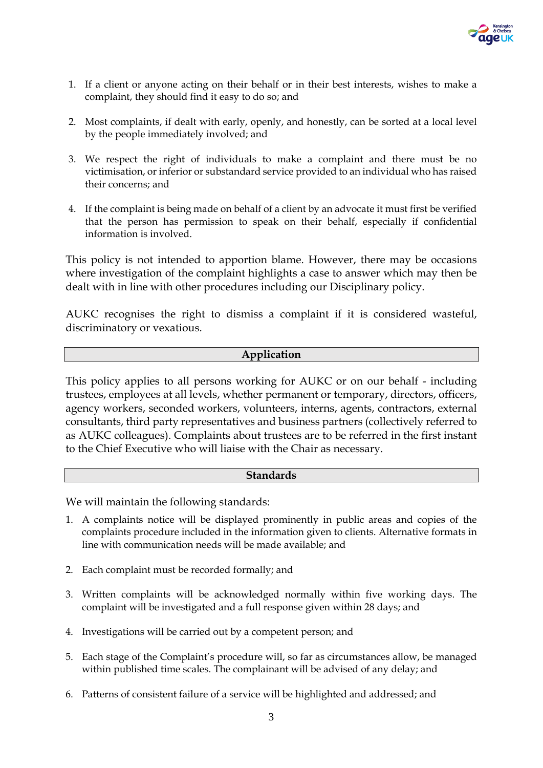1. If a client or anyone acting on their behalf or in their best interests, wishes to make a complaint, they should find it easy to do so; and

2. Most complaints, if dealt with early, openly, and honestly, can be sorted at a local level by the people immediately involved; and

3. We respect the right of individuals to make a complaint and there must be no victimisation, or inferior or substandard service provided to an individual who has raised their concerns; and

4. If the complaint is being made on behalf of a client by an advocate it must first be verified that the person has permission to speak on their behalf, especially if confidential information is involved.

This policy is not intended to apportion blame. However, there may be occasions where investigation of the complaint highlights a case to answer which may then be dealt with in line with other procedures including our Disciplinary policy.

AUKC recognises the right to dismiss a complaint if it is considered wasteful, discriminatory or vexatious.

## Application

This policy applies to all persons working for AUKC or on our behalf - including trustees, employees at all levels, whether permanent or temporary, directors, officers, agency workers, seconded workers, volunteers, interns, agents, contractors, external consultants, third party representatives and business partners (collectively referred to as AUKC colleagues). Complaints about trustees are to be referred in the first instant to the Chief Executive who will liaise with the Chair as necessary.

## Standards

We will maintain the following standards:

1. A complaints notice will be displayed prominently in public areas and copies of the complaints procedure included in the information given to clients. Alternative formats in line with communication needs will be made available; and

2. Each complaint must be recorded formally; and

3. Written complaints will be acknowledged normally within five working days. The complaint will be investigated and a full response given within 28 days; and

4. Investigations will be carried out by a competent person; and

5. Each stage of the Complaint's procedure will, so far as circumstances allow, be managed within published time scales. The complainant will be advised of any delay; and

6. Patterns of consistent failure of a service will be highlighted and addressed; and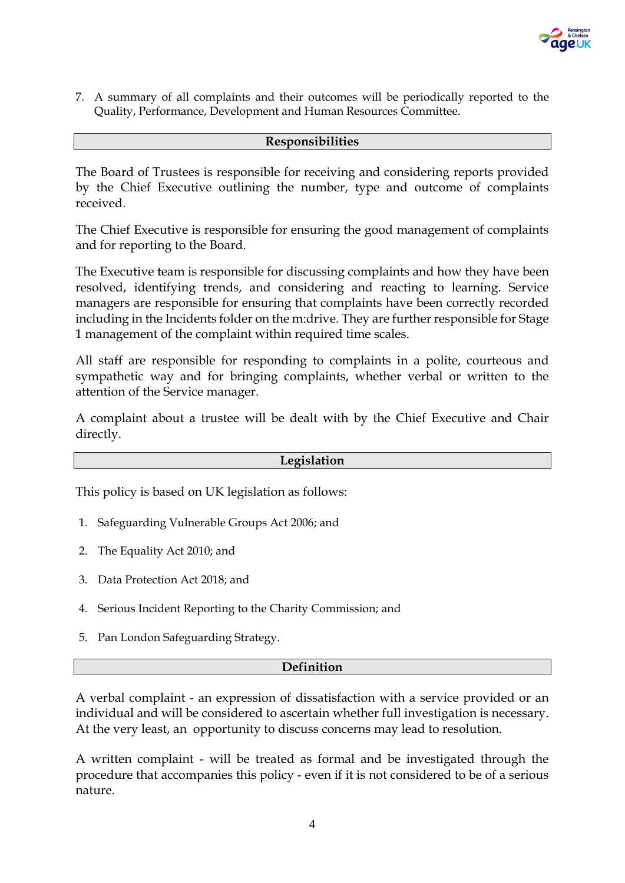7. A summary of all complaints and their outcomes will be periodically reported to the Quality, Performance, Development and Human Resources Committee.

## Responsibilities

The Board of Trustees is responsible for receiving and considering reports provided by the Chief Executive outlining the number, type and outcome of complaints received.

The Chief Executive is responsible for ensuring the good management of complaints and for reporting to the Board.

The Executive team is responsible for discussing complaints and how they have been resolved, identifying trends, and considering and reacting to learning. Service managers are responsible for ensuring that complaints have been correctly recorded including in the Incidents folder on the m:drive. They are further responsible for Stage 1 management of the complaint within required time scales.

All staff are responsible for responding to complaints in a polite, courteous and sympathetic way and for bringing complaints, whether verbal or written to the attention of the Service manager.

A complaint about a trustee will be dealt with by the Chief Executive and Chair directly.

## Legislation

This policy is based on UK legislation as follows:

1. Safeguarding Vulnerable Groups Act 2006; and
2. The Equality Act 2010; and
3. Data Protection Act 2018; and
4. Serious Incident Reporting to the Charity Commission; and
5. Pan London Safeguarding Strategy.

## Definition

A verbal complaint - an expression of dissatisfaction with a service provided or an individual and will be considered to ascertain whether full investigation is necessary. At the very least, an opportunity to discuss concerns may lead to resolution.

A written complaint - will be treated as formal and be investigated through the procedure that accompanies this policy - even if it is not considered to be of a serious nature.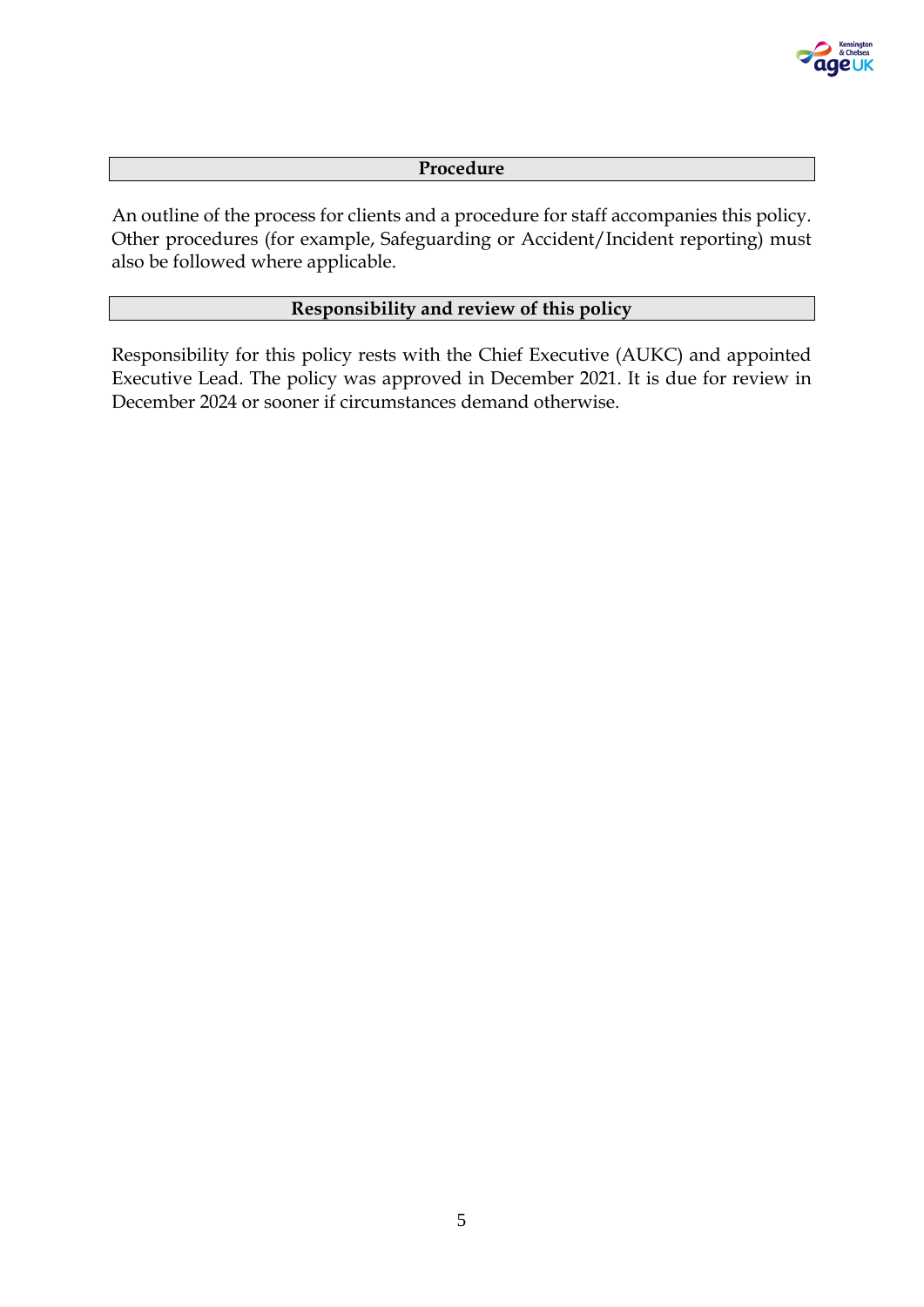## Procedure

An outline of the process for clients and a procedure for staff accompanies this policy. Other procedures (for example, Safeguarding or Accident/Incident reporting) must also be followed where applicable.

## Responsibility and review of this policy

Responsibility for this policy rests with the Chief Executive (AUKC) and appointed Executive Lead. The policy was approved in December 2021. It is due for review in December 2024 or sooner if circumstances demand otherwise.